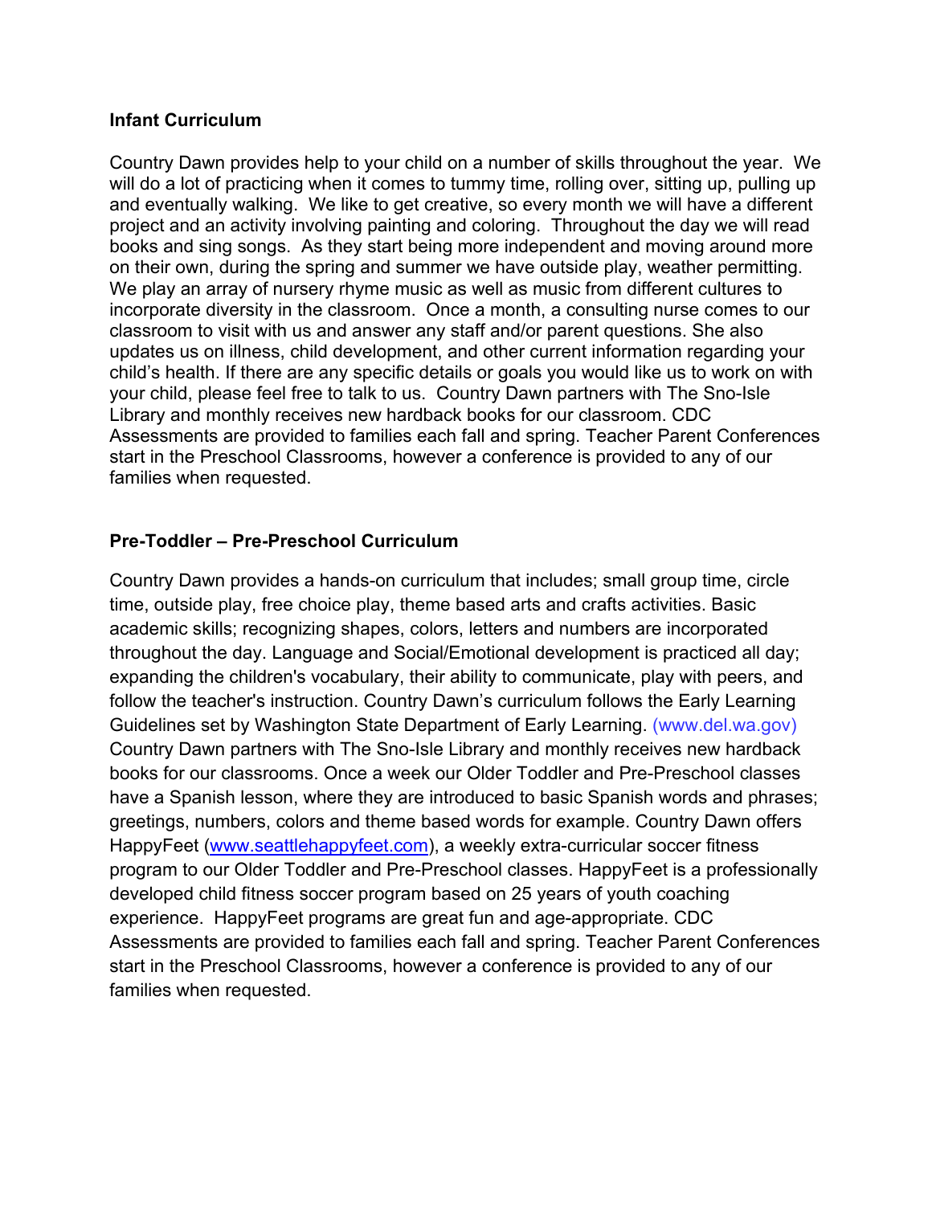**Infant Curriculum**

Country Dawn provides help to your child on a number of skills throughout the year. We will do a lot of practicing when it comes to tummy time, rolling over, sitting up, pulling up and eventually walking. We like to get creative, so every month we will have a different project and an activity involving painting and coloring. Throughout the day we will read books and sing songs. As they start being more independent and moving around more on their own, during the spring and summer we have outside play, weather permitting. We play an array of nursery rhyme music as well as music from different cultures to incorporate diversity in the classroom. Once a month, a consulting nurse comes to our classroom to visit with us and answer any staff and/or parent questions. She also updates us on illness, child development, and other current information regarding your child's health. If there are any specific details or goals you would like us to work on with your child, please feel free to talk to us. Country Dawn partners with The Sno-Isle Library and monthly receives new hardback books for our classroom. CDC Assessments are provided to families each fall and spring. Teacher Parent Conferences start in the Preschool Classrooms, however a conference is provided to any of our families when requested.

**Pre-Toddler – Pre-Preschool Curriculum**

Country Dawn provides a hands-on curriculum that includes; small group time, circle time, outside play, free choice play, theme based arts and crafts activities. Basic academic skills; recognizing shapes, colors, letters and numbers are incorporated throughout the day. Language and Social/Emotional development is practiced all day; expanding the children's vocabulary, their ability to communicate, play with peers, and follow the teacher's instruction. Country Dawn's curriculum follows the Early Learning Guidelines set by Washington State Department of Early Learning. (www.del.wa.gov) Country Dawn partners with The Sno-Isle Library and monthly receives new hardback books for our classrooms. Once a week our Older Toddler and Pre-Preschool classes have a Spanish lesson, where they are introduced to basic Spanish words and phrases; greetings, numbers, colors and theme based words for example. Country Dawn offers HappyFeet (www.seattlehappyfeet.com), a weekly extra-curricular soccer fitness program to our Older Toddler and Pre-Preschool classes. HappyFeet is a professionally developed child fitness soccer program based on 25 years of youth coaching experience. HappyFeet programs are great fun and age-appropriate. CDC Assessments are provided to families each fall and spring. Teacher Parent Conferences start in the Preschool Classrooms, however a conference is provided to any of our families when requested.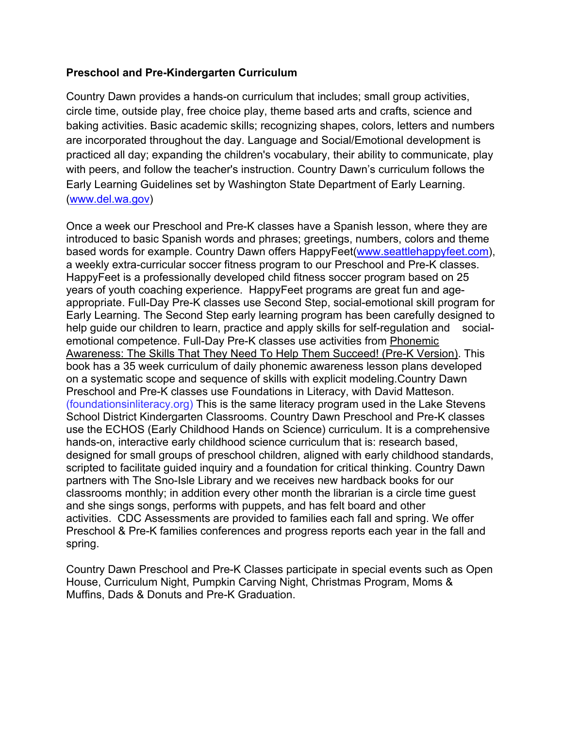**Preschool and Pre-Kindergarten Curriculum**

Country Dawn provides a hands-on curriculum that includes; small group activities, circle time, outside play, free choice play, theme based arts and crafts, science and baking activities. Basic academic skills; recognizing shapes, colors, letters and numbers are incorporated throughout the day. Language and Social/Emotional development is practiced all day; expanding the children's vocabulary, their ability to communicate, play with peers, and follow the teacher's instruction. Country Dawn's curriculum follows the Early Learning Guidelines set by Washington State Department of Early Learning. (www.del.wa.gov)

Once a week our Preschool and Pre-K classes have a Spanish lesson, where they are introduced to basic Spanish words and phrases; greetings, numbers, colors and theme based words for example. Country Dawn offers HappyFeet(www.seattlehappyfeet.com), a weekly extra-curricular soccer fitness program to our Preschool and Pre-K classes. HappyFeet is a professionally developed child fitness soccer program based on 25 years of youth coaching experience. HappyFeet programs are great fun and age-appropriate. Full-Day Pre-K classes use Second Step, social-emotional skill program for Early Learning. The Second Step early learning program has been carefully designed to help guide our children to learn, practice and apply skills for self-regulation and social-emotional competence. Full-Day Pre-K classes use activities from Phonemic Awareness: The Skills That They Need To Help Them Succeed! (Pre-K Version). This book has a 35 week curriculum of daily phonemic awareness lesson plans developed on a systematic scope and sequence of skills with explicit modeling.Country Dawn Preschool and Pre-K classes use Foundations in Literacy, with David Matteson. (foundationsinliteracy.org) This is the same literacy program used in the Lake Stevens School District Kindergarten Classrooms. Country Dawn Preschool and Pre-K classes use the ECHOS (Early Childhood Hands on Science) curriculum. It is a comprehensive hands-on, interactive early childhood science curriculum that is: research based, designed for small groups of preschool children, aligned with early childhood standards, scripted to facilitate guided inquiry and a foundation for critical thinking. Country Dawn partners with The Sno-Isle Library and we receives new hardback books for our classrooms monthly; in addition every other month the librarian is a circle time guest and she sings songs, performs with puppets, and has felt board and other activities. CDC Assessments are provided to families each fall and spring. We offer Preschool & Pre-K families conferences and progress reports each year in the fall and spring.

Country Dawn Preschool and Pre-K Classes participate in special events such as Open House, Curriculum Night, Pumpkin Carving Night, Christmas Program, Moms & Muffins, Dads & Donuts and Pre-K Graduation.